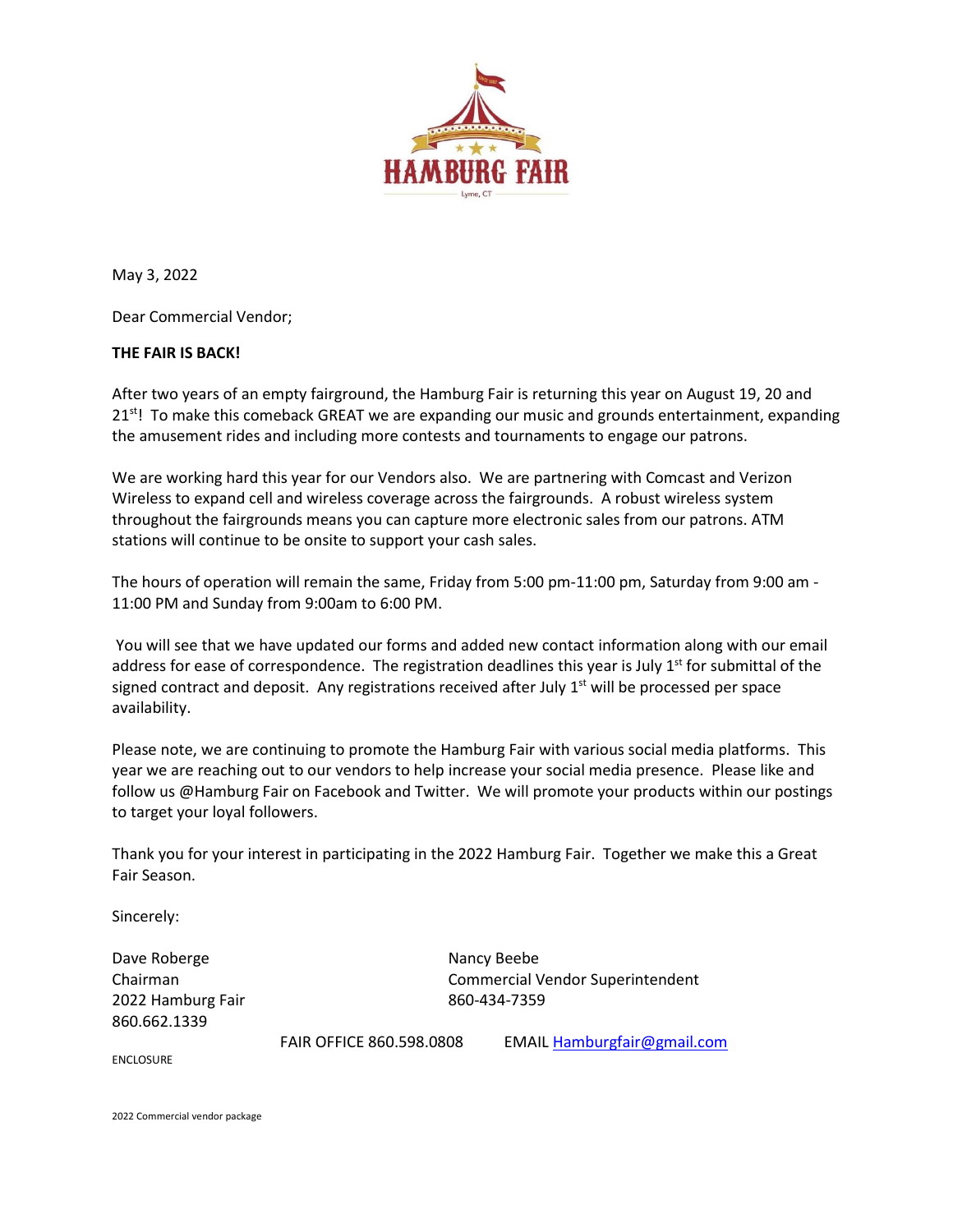HAMBURG FAIR

Lyme, CT

May 3, 2022

Dear Commercial Vendor;

**THE FAIR IS BACK!**

After two years of an empty fairground, the Hamburg Fair is returning this year on August 19, 20 and 21st! To make this comeback GREAT we are expanding our music and grounds entertainment, expanding the amusement rides and including more contests and tournaments to engage our patrons.

We are working hard this year for our Vendors also. We are partnering with Comcast and Verizon Wireless to expand cell and wireless coverage across the fairgrounds. A robust wireless system throughout the fairgrounds means you can capture more electronic sales from our patrons. ATM stations will continue to be onsite to support your cash sales.

The hours of operation will remain the same, Friday from 5:00 pm-11:00 pm, Saturday from 9:00 am - 11:00 PM and Sunday from 9:00am to 6:00 PM.

You will see that we have updated our forms and added new contact information along with our email address for ease of correspondence. The registration deadlines this year is July 1st for submittal of the signed contract and deposit. Any registrations received after July 1st will be processed per space availability.

Please note, we are continuing to promote the Hamburg Fair with various social media platforms. This year we are reaching out to our vendors to help increase your social media presence. Please like and follow us @Hamburg Fair on Facebook and Twitter. We will promote your products within our postings to target your loyal followers.

Thank you for your interest in participating in the 2022 Hamburg Fair. Together we make this a Great Fair Season.

Sincerely:

Dave Roberge
Chairman
2022 Hamburg Fair
860.662.1339

Nancy Beebe
Commercial Vendor Superintendent
860-434-7359

FAIR OFFICE 860.598.0808 EMAIL Hamburgfair@gmail.com

ENCLOSURE

2022 Commercial vendor package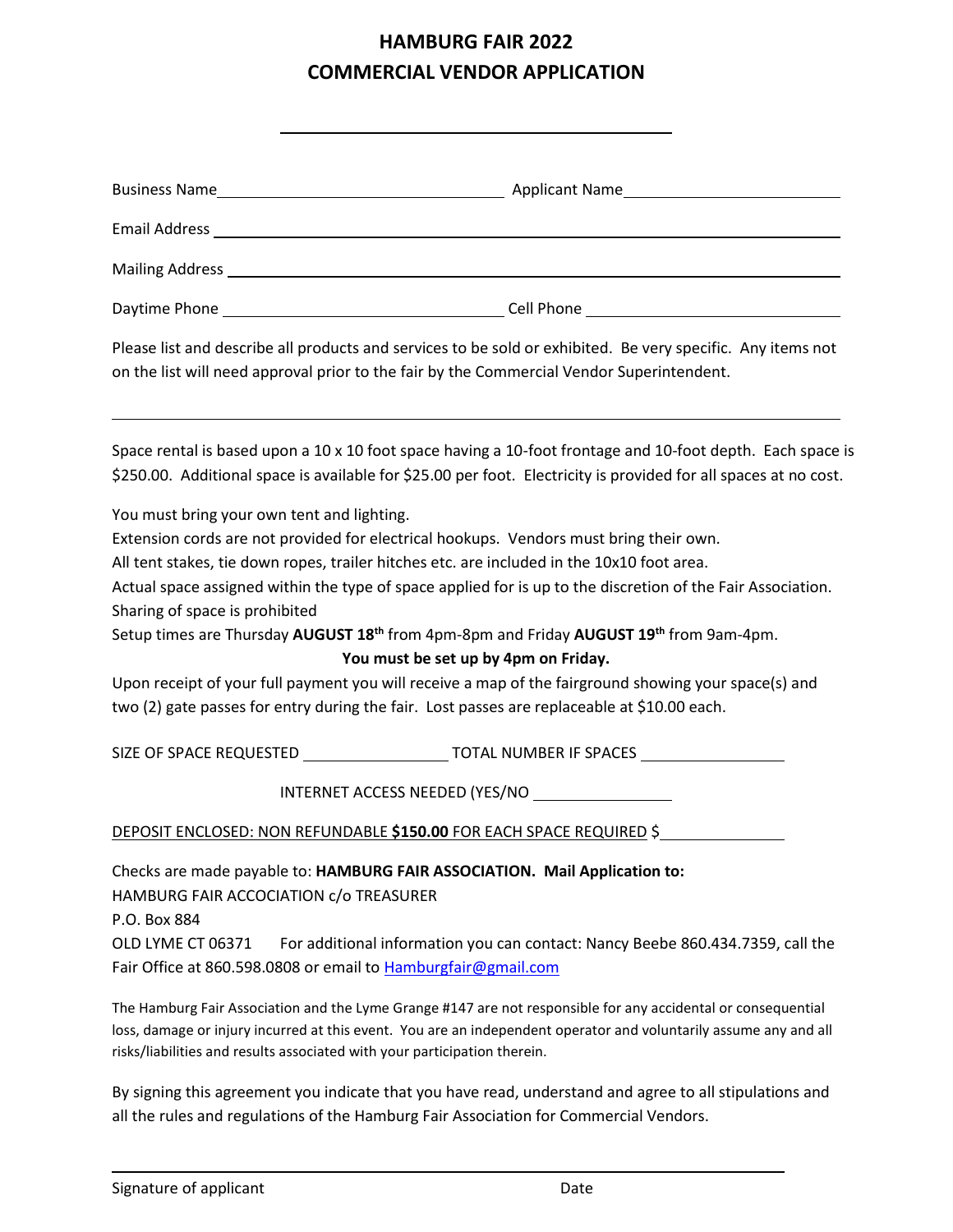# HAMBURG FAIR 2022
# COMMERCIAL VENDOR APPLICATION

______________________________

Business Name______________________________ Applicant Name______________________

Email Address ______________________________________________________________

Mailing Address _____________________________________________________________

Daytime Phone ______________________________ Cell Phone __________________________

Please list and describe all products and services to be sold or exhibited. Be very specific. Any items not on the list will need approval prior to the fair by the Commercial Vendor Superintendent.

______________________________________________________________________________

Space rental is based upon a 10 x 10 foot space having a 10-foot frontage and 10-foot depth. Each space is $250.00. Additional space is available for $25.00 per foot. Electricity is provided for all spaces at no cost.

You must bring your own tent and lighting.
Extension cords are not provided for electrical hookups. Vendors must bring their own.
All tent stakes, tie down ropes, trailer hitches etc. are included in the 10x10 foot area.
Actual space assigned within the type of space applied for is up to the discretion of the Fair Association.
Sharing of space is prohibited
Setup times are Thursday **AUGUST 18th** from 4pm-8pm and Friday **AUGUST 19th** from 9am-4pm.

**You must be set up by 4pm on Friday.**

Upon receipt of your full payment you will receive a map of the fairground showing your space(s) and two (2) gate passes for entry during the fair. Lost passes are replaceable at $10.00 each.

SIZE OF SPACE REQUESTED ______________ TOTAL NUMBER IF SPACES ______________

INTERNET ACCESS NEEDED (YES/NO ______________

DEPOSIT ENCLOSED: NON REFUNDABLE **$150.00** FOR EACH SPACE REQUIRED $______________

Checks are made payable to: **HAMBURG FAIR ASSOCIATION. Mail Application to:**
HAMBURG FAIR ACCOCIATION c/o TREASURER
P.O. Box 884
OLD LYME CT 06371 For additional information you can contact: Nancy Beebe 860.434.7359, call the Fair Office at 860.598.0808 or email to Hamburgfair@gmail.com

The Hamburg Fair Association and the Lyme Grange #147 are not responsible for any accidental or consequential loss, damage or injury incurred at this event. You are an independent operator and voluntarily assume any and all risks/liabilities and results associated with your participation therein.

By signing this agreement you indicate that you have read, understand and agree to all stipulations and all the rules and regulations of the Hamburg Fair Association for Commercial Vendors.

______________________________________________________________

Signature of applicant Date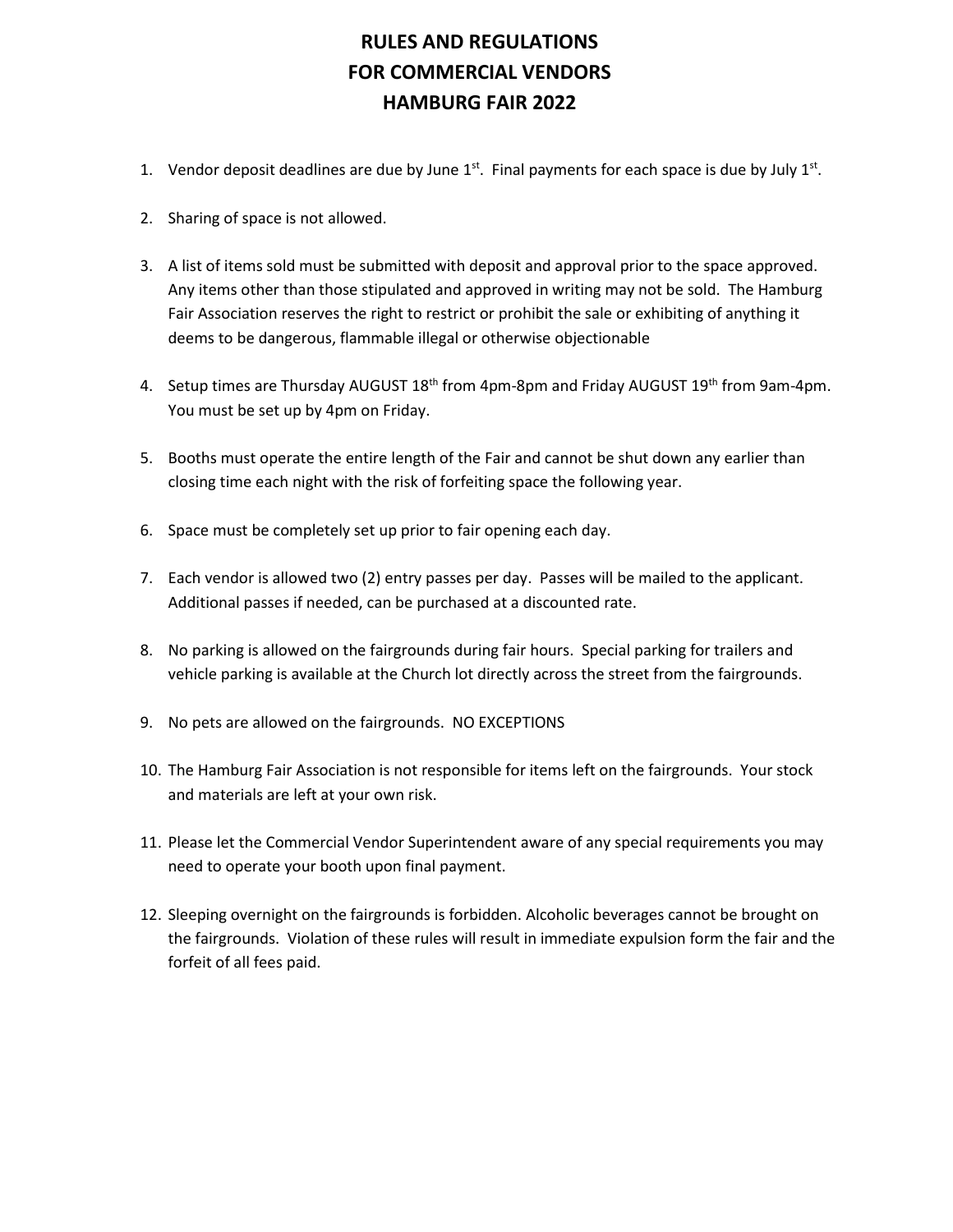# RULES AND REGULATIONS FOR COMMERCIAL VENDORS HAMBURG FAIR 2022

1. Vendor deposit deadlines are due by June 1st. Final payments for each space is due by July 1st.

2. Sharing of space is not allowed.

3. A list of items sold must be submitted with deposit and approval prior to the space approved. Any items other than those stipulated and approved in writing may not be sold. The Hamburg Fair Association reserves the right to restrict or prohibit the sale or exhibiting of anything it deems to be dangerous, flammable illegal or otherwise objectionable

4. Setup times are Thursday AUGUST 18th from 4pm-8pm and Friday AUGUST 19th from 9am-4pm. You must be set up by 4pm on Friday.

5. Booths must operate the entire length of the Fair and cannot be shut down any earlier than closing time each night with the risk of forfeiting space the following year.

6. Space must be completely set up prior to fair opening each day.

7. Each vendor is allowed two (2) entry passes per day. Passes will be mailed to the applicant. Additional passes if needed, can be purchased at a discounted rate.

8. No parking is allowed on the fairgrounds during fair hours. Special parking for trailers and vehicle parking is available at the Church lot directly across the street from the fairgrounds.

9. No pets are allowed on the fairgrounds. NO EXCEPTIONS

10. The Hamburg Fair Association is not responsible for items left on the fairgrounds. Your stock and materials are left at your own risk.

11. Please let the Commercial Vendor Superintendent aware of any special requirements you may need to operate your booth upon final payment.

12. Sleeping overnight on the fairgrounds is forbidden. Alcoholic beverages cannot be brought on the fairgrounds. Violation of these rules will result in immediate expulsion form the fair and the forfeit of all fees paid.